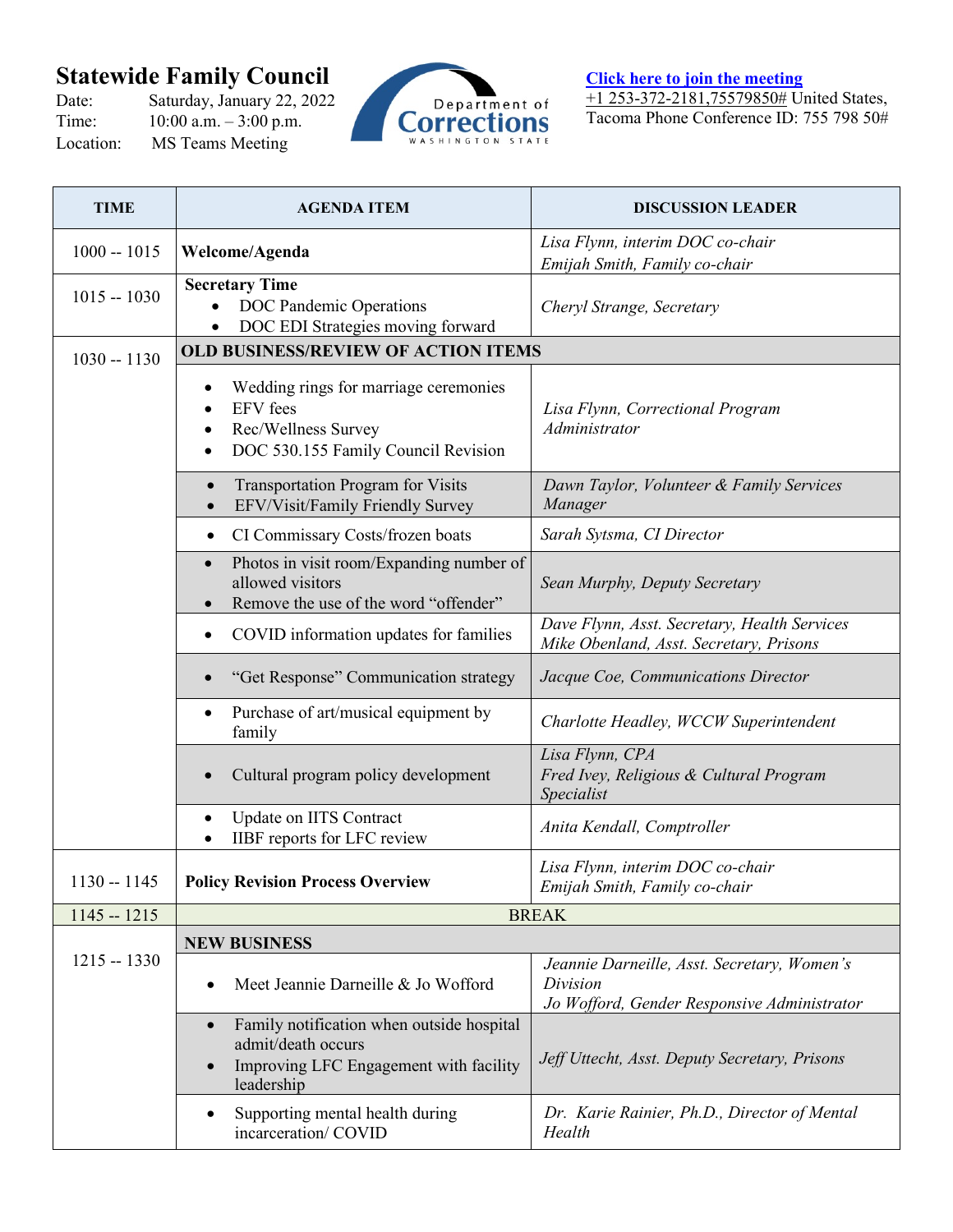# Statewide Family Council

Date: Saturday, January 22, 2022
Time: 10:00 a.m. – 3:00 p.m.
Location: MS Teams Meeting

Department of Corrections WASHINGTON STATE

**Click here to join the meeting**
+1 253-372-2181,75579850# United States, Tacoma Phone Conference ID: 755 798 50#

| TIME | AGENDA ITEM | DISCUSSION LEADER |
|---|---|---|
| 1000 -- 1015 | **Welcome/Agenda** | *Lisa Flynn, interim DOC co-chair*<br>*Emijah Smith, Family co-chair* |
| 1015 -- 1030 | **Secretary Time**<br>• DOC Pandemic Operations<br>• DOC EDI Strategies moving forward | *Cheryl Strange, Secretary* |
| 1030 -- 1130 | **OLD BUSINESS/REVIEW OF ACTION ITEMS** | |
| | • Wedding rings for marriage ceremonies<br>• EFV fees<br>• Rec/Wellness Survey<br>• DOC 530.155 Family Council Revision | *Lisa Flynn, Correctional Program Administrator* |
| | • Transportation Program for Visits<br>• EFV/Visit/Family Friendly Survey | *Dawn Taylor, Volunteer & Family Services Manager* |
| | • CI Commissary Costs/frozen boats | *Sarah Sytsma, CI Director* |
| | • Photos in visit room/Expanding number of allowed visitors<br>• Remove the use of the word "offender" | *Sean Murphy, Deputy Secretary* |
| | • COVID information updates for families | *Dave Flynn, Asst. Secretary, Health Services*<br>*Mike Obenland, Asst. Secretary, Prisons* |
| | • "Get Response" Communication strategy | *Jacque Coe, Communications Director* |
| | • Purchase of art/musical equipment by family | *Charlotte Headley, WCCW Superintendent* |
| | • Cultural program policy development | *Lisa Flynn, CPA*<br>*Fred Ivey, Religious & Cultural Program Specialist* |
| | • Update on IITS Contract<br>• IIBF reports for LFC review | *Anita Kendall, Comptroller* |
| 1130 -- 1145 | **Policy Revision Process Overview** | *Lisa Flynn, interim DOC co-chair*<br>*Emijah Smith, Family co-chair* |
| 1145 -- 1215 | BREAK | |
| 1215 -- 1330 | **NEW BUSINESS** | |
| | • Meet Jeannie Darneille & Jo Wofford | *Jeannie Darneille, Asst. Secretary, Women's Division*<br>*Jo Wofford, Gender Responsive Administrator* |
| | • Family notification when outside hospital admit/death occurs<br>• Improving LFC Engagement with facility leadership | *Jeff Uttecht, Asst. Deputy Secretary, Prisons* |
| | • Supporting mental health during incarceration/ COVID | *Dr. Karie Rainier, Ph.D., Director of Mental Health* |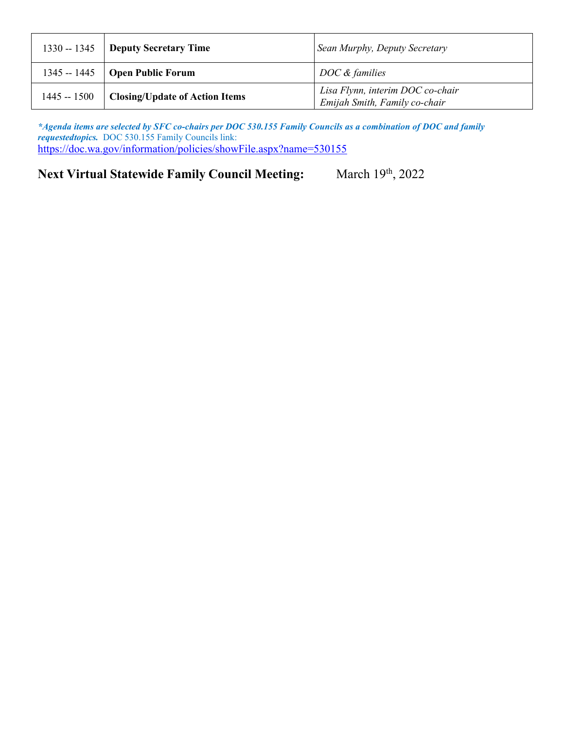| | | |
|---|---|---|
| 1330 -- 1345 | **Deputy Secretary Time** | *Sean Murphy, Deputy Secretary* |
| 1345 -- 1445 | **Open Public Forum** | *DOC & families* |
| 1445 -- 1500 | **Closing/Update of Action Items** | *Lisa Flynn, interim DOC co-chair*<br>*Emijah Smith, Family co-chair* |

***Agenda items are selected by SFC co-chairs per DOC 530.155 Family Councils as a combination of DOC and family requestedtopics.*** DOC 530.155 Family Councils link: https://doc.wa.gov/information/policies/showFile.aspx?name=530155

**Next Virtual Statewide Family Council Meeting:** March 19th, 2022